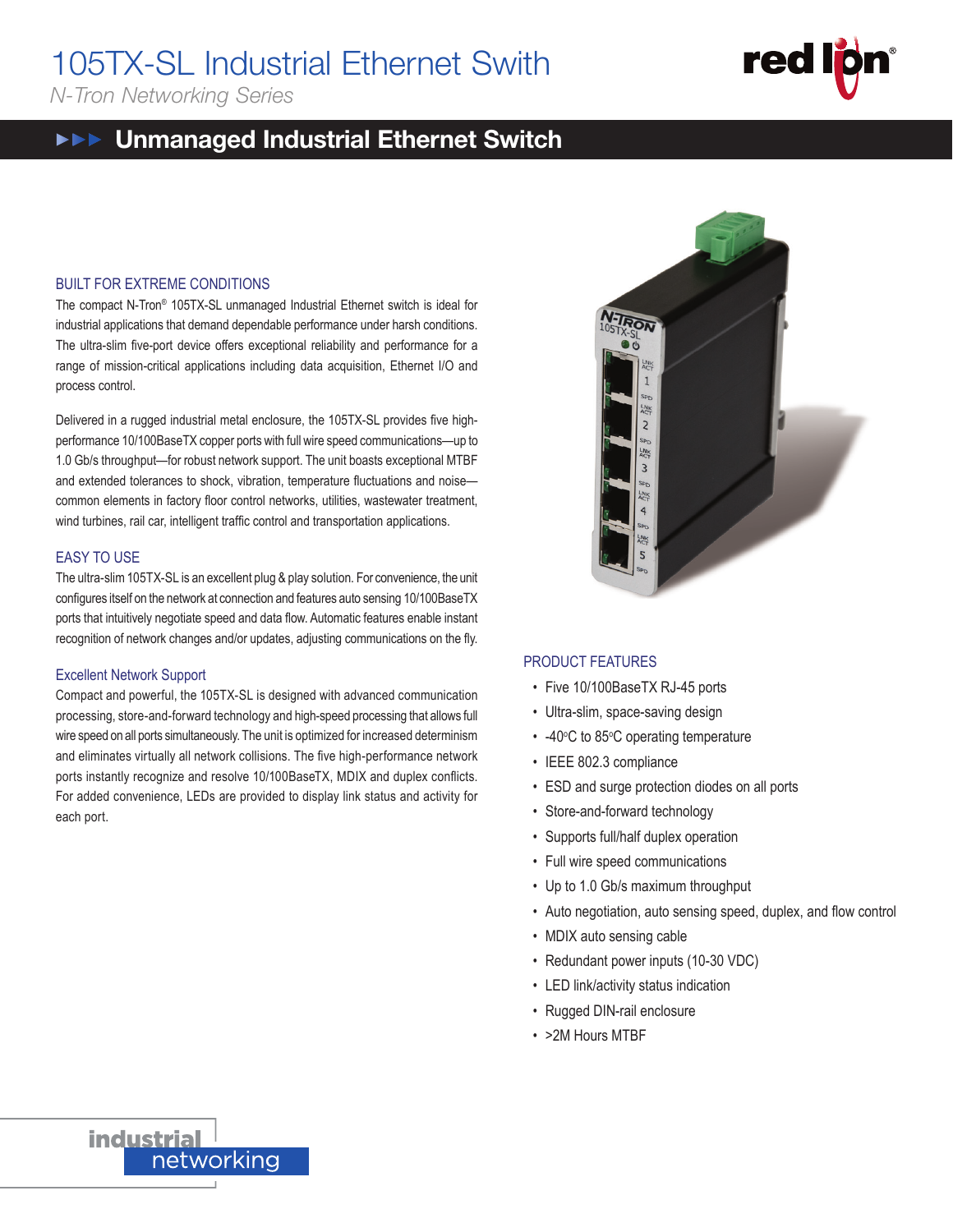# 105TX-SL Industrial Ethernet Swith

*N-Tron Networking Series*

## Unmanaged Industrial Ethernet Switch

### BUILT FOR EXTREME CONDITIONS

The compact N-Tron® 105TX-SL unmanaged Industrial Ethernet switch is ideal for industrial applications that demand dependable performance under harsh conditions. The ultra-slim five-port device offers exceptional reliability and performance for a range of mission-critical applications including data acquisition, Ethernet I/O and process control.

Delivered in a rugged industrial metal enclosure, the 105TX-SL provides five high-performance 10/100BaseTX copper ports with full wire speed communications—up to 1.0 Gb/s throughput—for robust network support. The unit boasts exceptional MTBF and extended tolerances to shock, vibration, temperature fluctuations and noise—common elements in factory floor control networks, utilities, wastewater treatment, wind turbines, rail car, intelligent traffic control and transportation applications.

### EASY TO USE

The ultra-slim 105TX-SL is an excellent plug & play solution. For convenience, the unit configures itself on the network at connection and features auto sensing 10/100BaseTX ports that intuitively negotiate speed and data flow. Automatic features enable instant recognition of network changes and/or updates, adjusting communications on the fly.

### Excellent Network Support

Compact and powerful, the 105TX-SL is designed with advanced communication processing, store-and-forward technology and high-speed processing that allows full wire speed on all ports simultaneously. The unit is optimized for increased determinism and eliminates virtually all network collisions. The five high-performance network ports instantly recognize and resolve 10/100BaseTX, MDIX and duplex conflicts. For added convenience, LEDs are provided to display link status and activity for each port.

### PRODUCT FEATURES

- Five 10/100BaseTX RJ-45 ports
- Ultra-slim, space-saving design
- -40°C to 85°C operating temperature
- IEEE 802.3 compliance
- ESD and surge protection diodes on all ports
- Store-and-forward technology
- Supports full/half duplex operation
- Full wire speed communications
- Up to 1.0 Gb/s maximum throughput
- Auto negotiation, auto sensing speed, duplex, and flow control
- MDIX auto sensing cable
- Redundant power inputs (10-30 VDC)
- LED link/activity status indication
- Rugged DIN-rail enclosure
- >2M Hours MTBF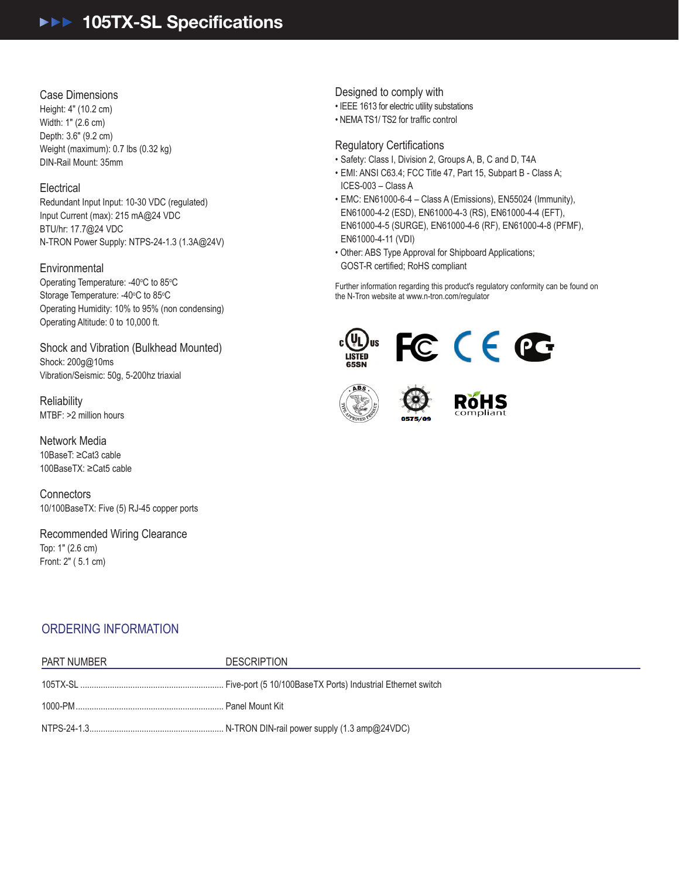# 105TX-SL Specifications

### Case Dimensions
Height: 4" (10.2 cm)
Width: 1" (2.6 cm)
Depth: 3.6" (9.2 cm)
Weight (maximum): 0.7 lbs (0.32 kg)
DIN-Rail Mount: 35mm

### Electrical
Redundant Input Input: 10-30 VDC (regulated)
Input Current (max): 215 mA@24 VDC
BTU/hr: 17.7@24 VDC
N-TRON Power Supply: NTPS-24-1.3 (1.3A@24V)

### Environmental
Operating Temperature: -40°C to 85°C
Storage Temperature: -40°C to 85°C
Operating Humidity: 10% to 95% (non condensing)
Operating Altitude: 0 to 10,000 ft.

### Shock and Vibration (Bulkhead Mounted)
Shock: 200g@10ms
Vibration/Seismic: 50g, 5-200hz triaxial

### Reliability
MTBF: >2 million hours

### Network Media
10BaseT: ≥Cat3 cable
100BaseTX: ≥Cat5 cable

### Connectors
10/100BaseTX: Five (5) RJ-45 copper ports

### Recommended Wiring Clearance
Top: 1" (2.6 cm)
Front: 2" ( 5.1 cm)

### Designed to comply with
- IEEE 1613 for electric utility substations
- NEMA TS1/ TS2 for traffic control

### Regulatory Certifications
- Safety: Class I, Division 2, Groups A, B, C and D, T4A
- EMI: ANSI C63.4; FCC Title 47, Part 15, Subpart B - Class A; ICES-003 – Class A
- EMC: EN61000-6-4 – Class A (Emissions), EN55024 (Immunity), EN61000-4-2 (ESD), EN61000-4-3 (RS), EN61000-4-4 (EFT), EN61000-4-5 (SURGE), EN61000-4-6 (RF), EN61000-4-8 (PFMF), EN61000-4-11 (VDI)
- Other: ABS Type Approval for Shipboard Applications; GOST-R certified; RoHS compliant

Further information regarding this product's regulatory conformity can be found on the N-Tron website at www.n-tron.com/regulator

c UL us LISTED 65SN

0575/09

RoHS compliant

## ORDERING INFORMATION

| PART NUMBER | DESCRIPTION |
| --- | --- |
| 105TX-SL | Five-port (5 10/100BaseTX Ports) Industrial Ethernet switch |
| 1000-PM | Panel Mount Kit |
| NTPS-24-1.3 | N-TRON DIN-rail power supply (1.3 amp@24VDC) |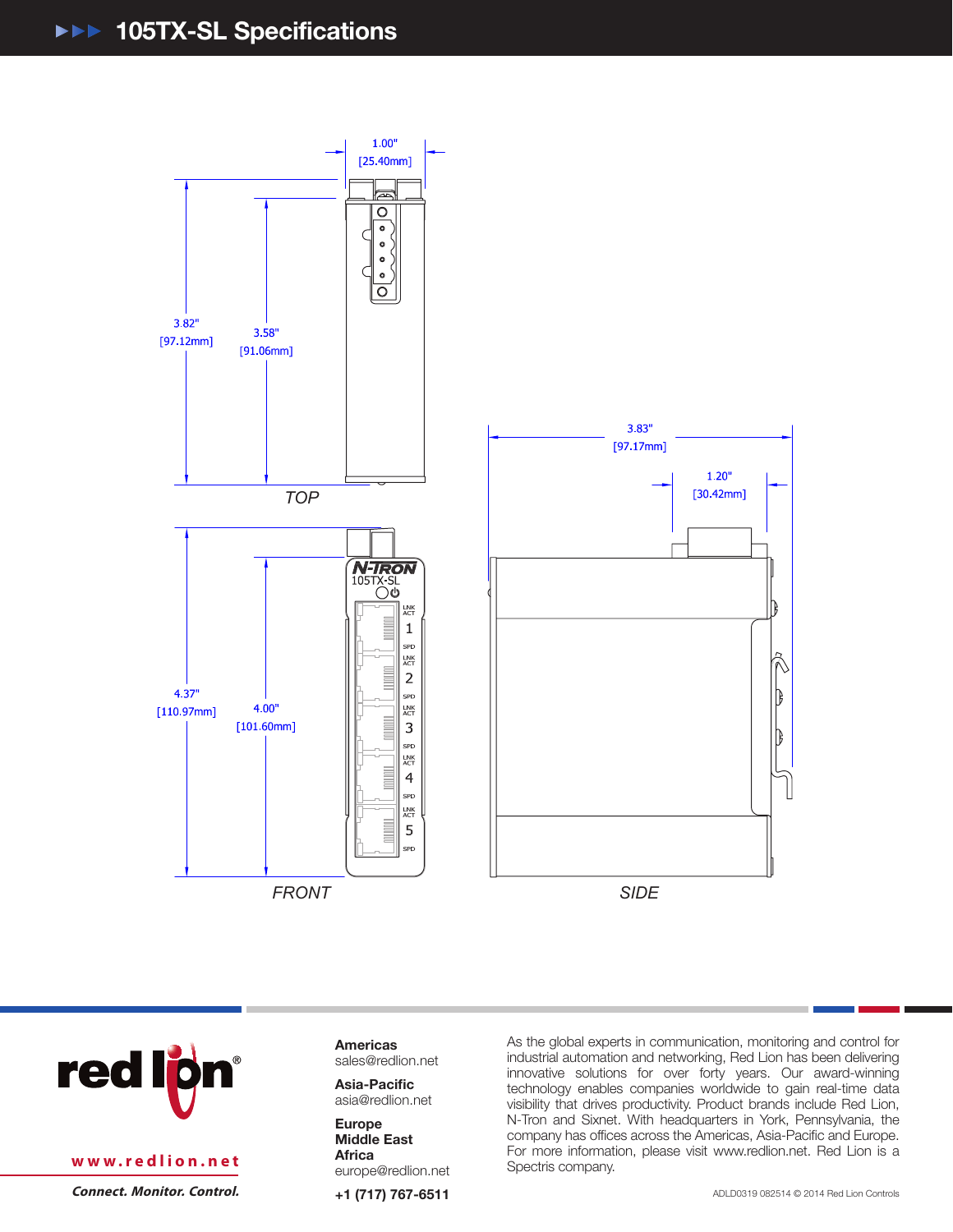# 105TX-SL Specifications

1.00"
[25.40mm]

3.82"
[97.12mm]

3.58"
[91.06mm]

TOP

4.37"
[110.97mm]

4.00"
[101.60mm]

N-TRON
105TX-SL

LNK ACT 1 SPD
LNK ACT 2 SPD
LNK ACT 3 SPD
LNK ACT 4 SPD
LNK ACT 5 SPD

FRONT

3.83"
[97.17mm]

1.20"
[30.42mm]

SIDE

red lion®

www.redlion.net

*Connect. Monitor. Control.*

**Americas**
sales@redlion.net

**Asia-Pacific**
asia@redlion.net

**Europe**
**Middle East**
**Africa**
europe@redlion.net

**+1 (717) 767-6511**

As the global experts in communication, monitoring and control for industrial automation and networking, Red Lion has been delivering innovative solutions for over forty years. Our award-winning technology enables companies worldwide to gain real-time data visibility that drives productivity. Product brands include Red Lion, N-Tron and Sixnet. With headquarters in York, Pennsylvania, the company has offices across the Americas, Asia-Pacific and Europe. For more information, please visit www.redlion.net. Red Lion is a Spectris company.

ADLD0319 082514 © 2014 Red Lion Controls